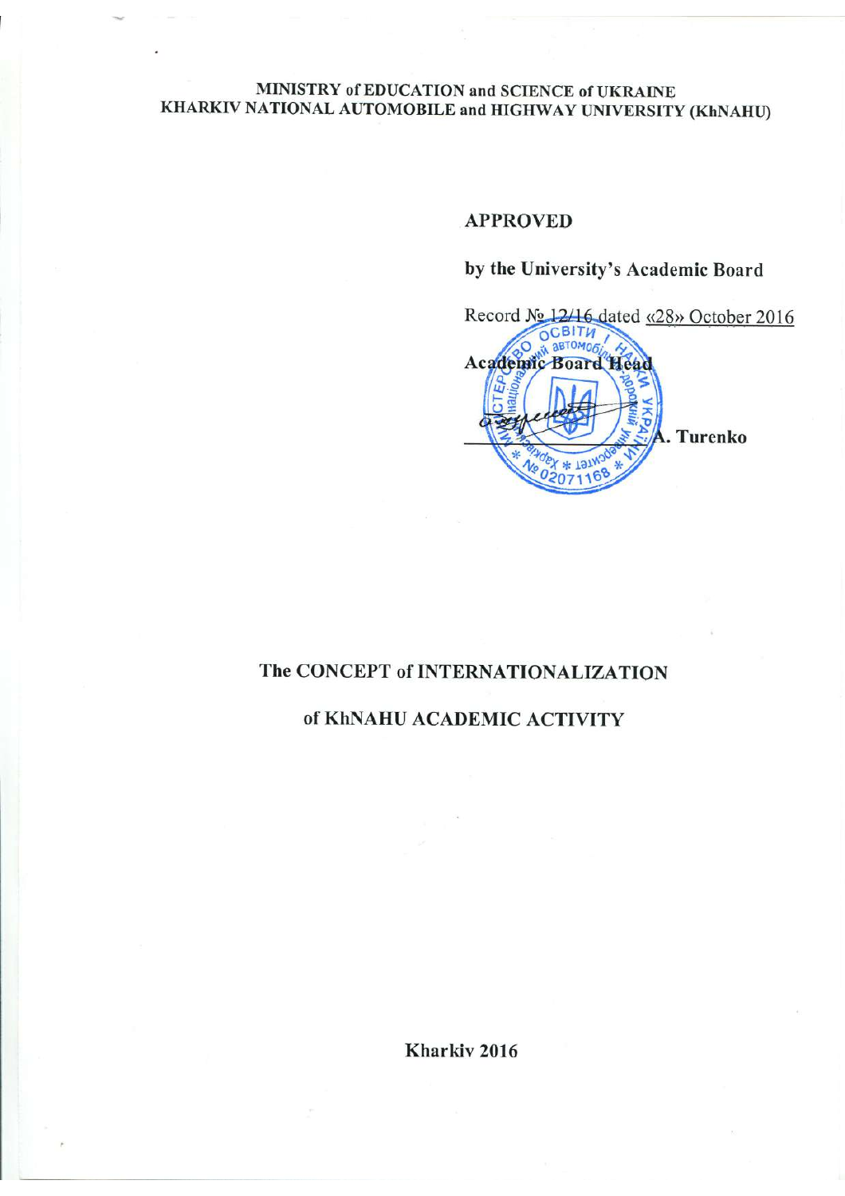MINISTRY of EDUCATION and SCIENCE of UKRAINE
KHARKIV NATIONAL AUTOMOBILE and HIGHWAY UNIVERSITY (KhNAHU)

**APPROVED**

**by the University's Academic Board**

Record № 12/16 dated «28» October 2016

**Academic Board Head**

_________________ **A. Turenko**

# The CONCEPT of INTERNATIONALIZATION of KhNAHU ACADEMIC ACTIVITY

**Kharkiv 2016**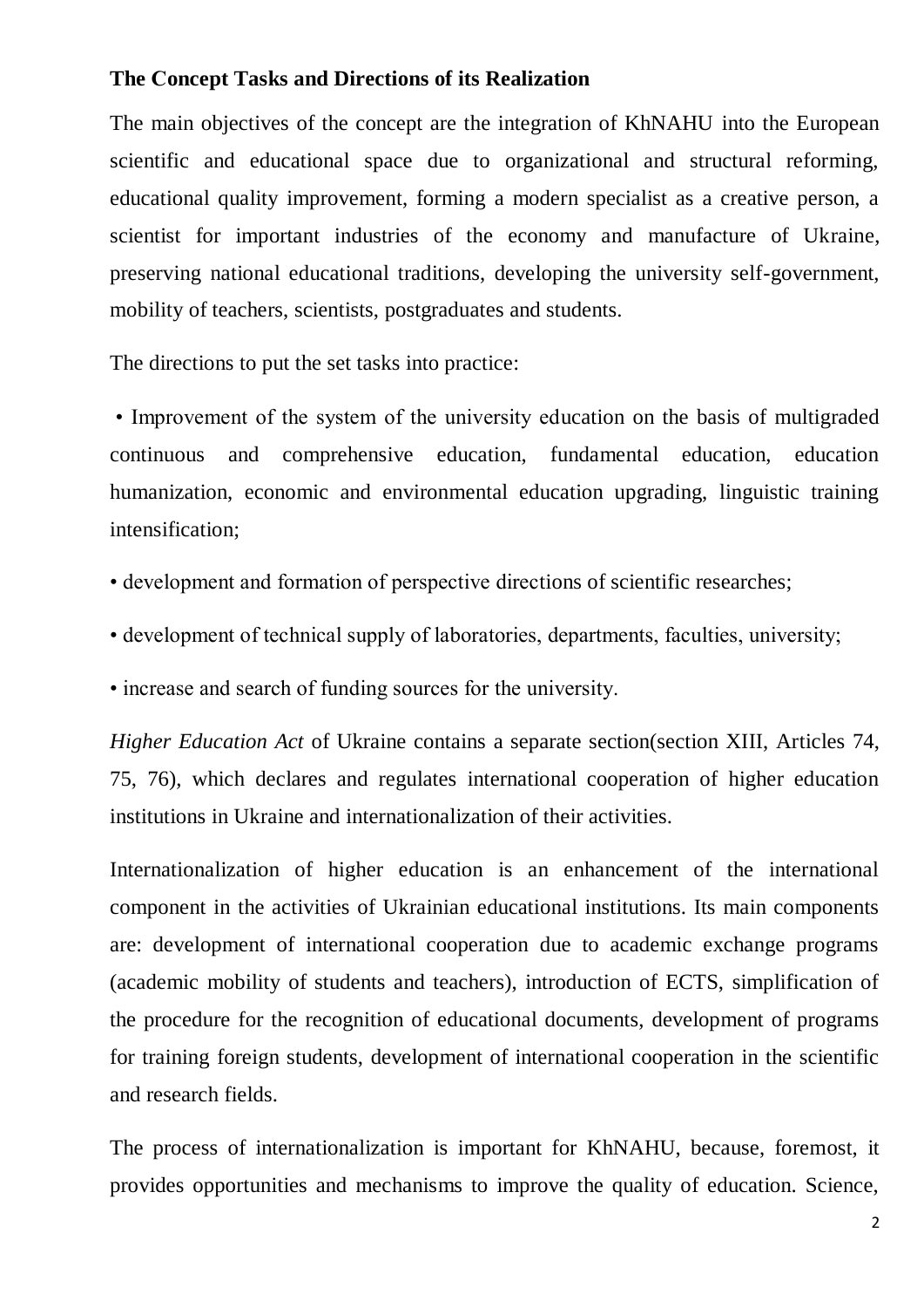**The Concept Tasks and Directions of its Realization**

The main objectives of the concept are the integration of KhNAHU into the European scientific and educational space due to organizational and structural reforming, educational quality improvement, forming a modern specialist as a creative person, a scientist for important industries of the economy and manufacture of Ukraine, preserving national educational traditions, developing the university self-government, mobility of teachers, scientists, postgraduates and students.

The directions to put the set tasks into practice:

- Improvement of the system of the university education on the basis of multigraded continuous and comprehensive education, fundamental education, education humanization, economic and environmental education upgrading, linguistic training intensification;
- development and formation of perspective directions of scientific researches;
- development of technical supply of laboratories, departments, faculties, university;
- increase and search of funding sources for the university.

*Higher Education Act* of Ukraine contains a separate section(section XIII, Articles 74, 75, 76), which declares and regulates international cooperation of higher education institutions in Ukraine and internationalization of their activities.

Internationalization of higher education is an enhancement of the international component in the activities of Ukrainian educational institutions. Its main components are: development of international cooperation due to academic exchange programs (academic mobility of students and teachers), introduction of ECTS, simplification of the procedure for the recognition of educational documents, development of programs for training foreign students, development of international cooperation in the scientific and research fields.

The process of internationalization is important for KhNAHU, because, foremost, it provides opportunities and mechanisms to improve the quality of education. Science,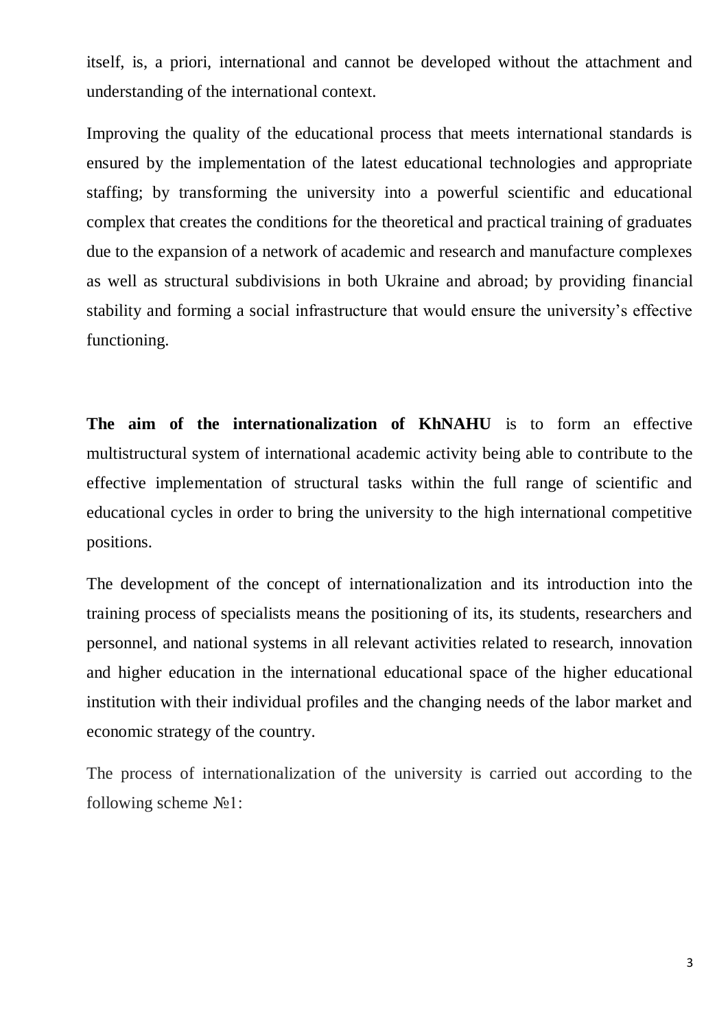itself, is, a priori, international and cannot be developed without the attachment and understanding of the international context.

Improving the quality of the educational process that meets international standards is ensured by the implementation of the latest educational technologies and appropriate staffing; by transforming the university into a powerful scientific and educational complex that creates the conditions for the theoretical and practical training of graduates due to the expansion of a network of academic and research and manufacture complexes as well as structural subdivisions in both Ukraine and abroad; by providing financial stability and forming a social infrastructure that would ensure the university's effective functioning.

**The aim of the internationalization of KhNAHU** is to form an effective multistructural system of international academic activity being able to contribute to the effective implementation of structural tasks within the full range of scientific and educational cycles in order to bring the university to the high international competitive positions.

The development of the concept of internationalization and its introduction into the training process of specialists means the positioning of its, its students, researchers and personnel, and national systems in all relevant activities related to research, innovation and higher education in the international educational space of the higher educational institution with their individual profiles and the changing needs of the labor market and economic strategy of the country.

The process of internationalization of the university is carried out according to the following scheme №1: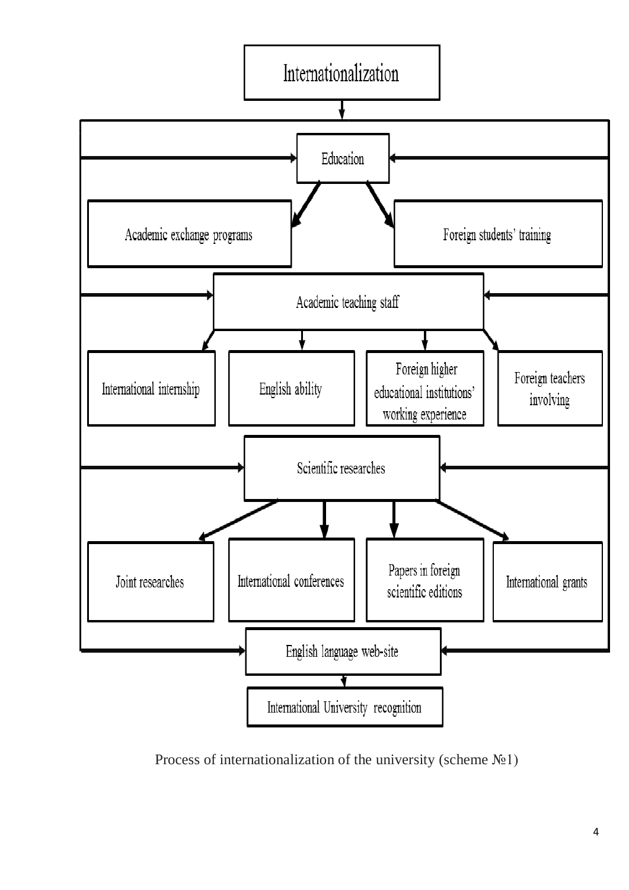Internationalization

Education

Academic exchange programs

Foreign students' training

Academic teaching staff

International internship

English ability

Foreign higher educational institutions' working experience

Foreign teachers involving

Scientific researches

Joint researches

International conferences

Papers in foreign scientific editions

International grants

English language web-site

International University recognition

Process of internationalization of the university (scheme №1)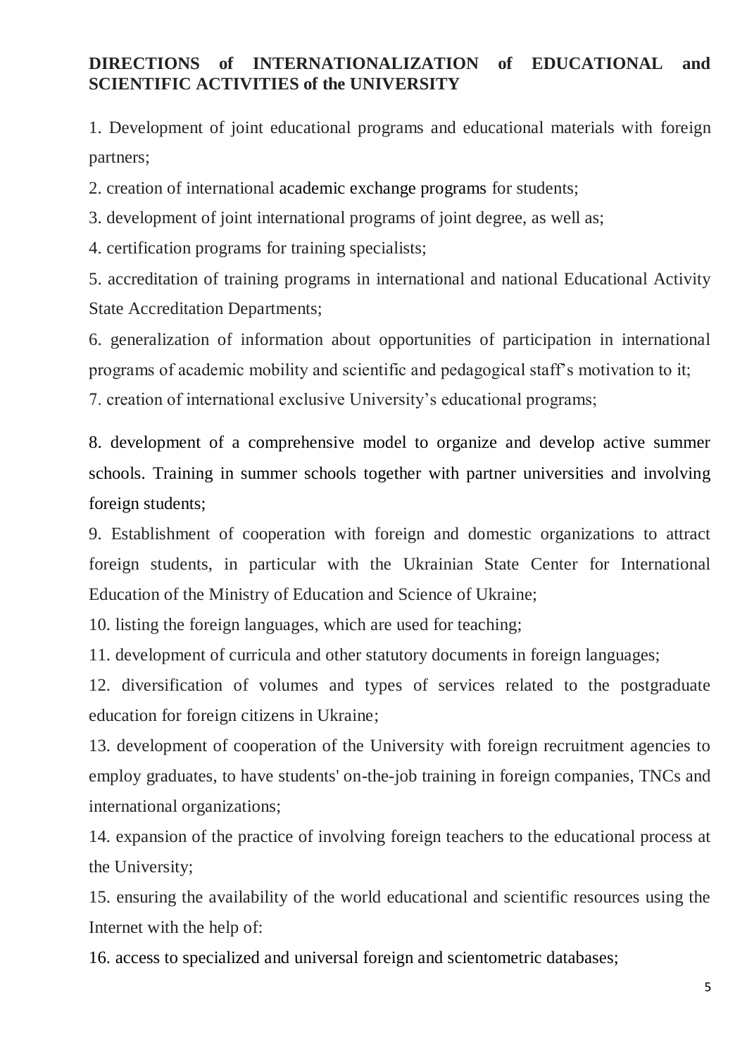**DIRECTIONS of INTERNATIONALIZATION of EDUCATIONAL and SCIENTIFIC ACTIVITIES of the UNIVERSITY**

1. Development of joint educational programs and educational materials with foreign partners;
2. creation of international academic exchange programs for students;
3. development of joint international programs of joint degree, as well as;
4. certification programs for training specialists;
5. accreditation of training programs in international and national Educational Activity State Accreditation Departments;
6. generalization of information about opportunities of participation in international programs of academic mobility and scientific and pedagogical staff's motivation to it;
7. creation of international exclusive University's educational programs;
8. development of a comprehensive model to organize and develop active summer schools. Training in summer schools together with partner universities and involving foreign students;
9. Establishment of cooperation with foreign and domestic organizations to attract foreign students, in particular with the Ukrainian State Center for International Education of the Ministry of Education and Science of Ukraine;
10. listing the foreign languages, which are used for teaching;
11. development of curricula and other statutory documents in foreign languages;
12. diversification of volumes and types of services related to the postgraduate education for foreign citizens in Ukraine;
13. development of cooperation of the University with foreign recruitment agencies to employ graduates, to have students' on-the-job training in foreign companies, TNCs and international organizations;
14. expansion of the practice of involving foreign teachers to the educational process at the University;
15. ensuring the availability of the world educational and scientific resources using the Internet with the help of:
16. access to specialized and universal foreign and scientometric databases;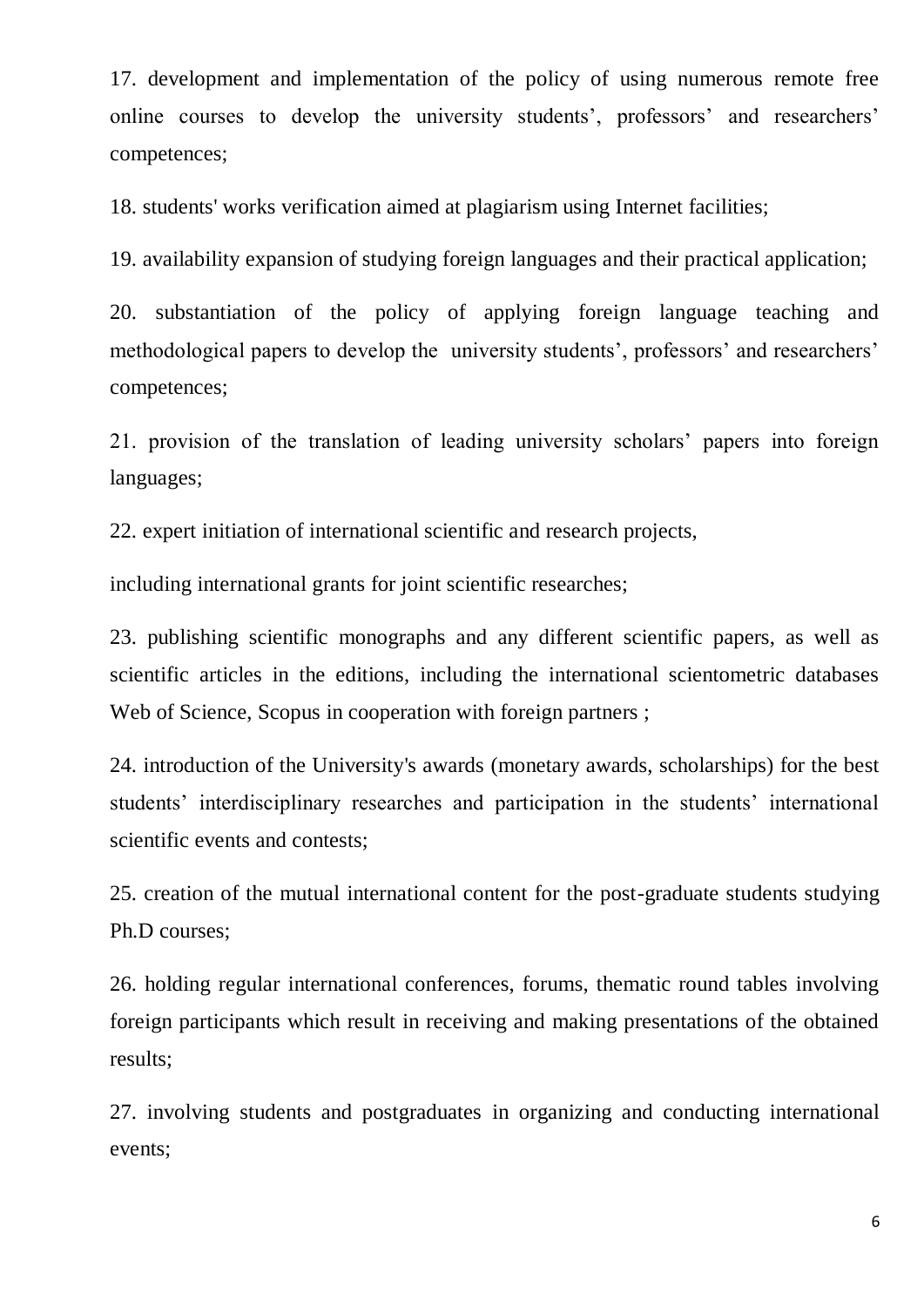17. development and implementation of the policy of using numerous remote free online courses to develop the university students', professors' and researchers' competences;

18. students' works verification aimed at plagiarism using Internet facilities;

19. availability expansion of studying foreign languages and their practical application;

20. substantiation of the policy of applying foreign language teaching and methodological papers to develop the university students', professors' and researchers' competences;

21. provision of the translation of leading university scholars' papers into foreign languages;

22. expert initiation of international scientific and research projects,

including international grants for joint scientific researches;

23. publishing scientific monographs and any different scientific papers, as well as scientific articles in the editions, including the international scientometric databases Web of Science, Scopus in cooperation with foreign partners ;

24. introduction of the University's awards (monetary awards, scholarships) for the best students' interdisciplinary researches and participation in the students' international scientific events and contests;

25. creation of the mutual international content for the post-graduate students studying Ph.D courses;

26. holding regular international conferences, forums, thematic round tables involving foreign participants which result in receiving and making presentations of the obtained results;

27. involving students and postgraduates in organizing and conducting international events;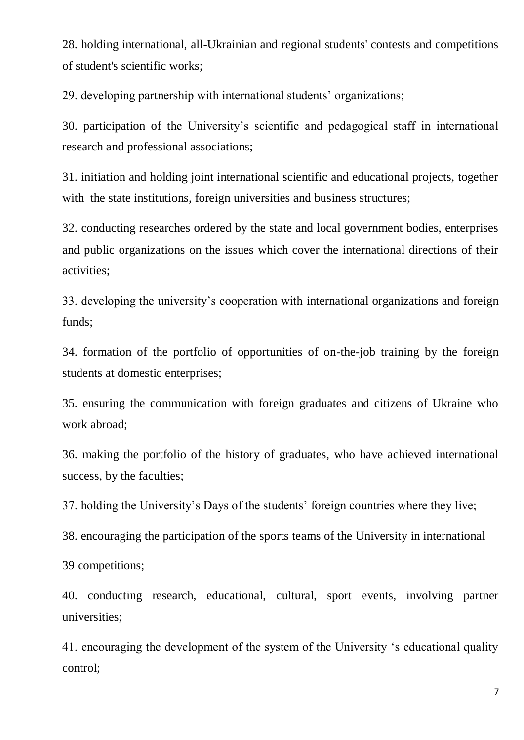28. holding international, all-Ukrainian and regional students' contests and competitions of student's scientific works;

29. developing partnership with international students' organizations;

30. participation of the University's scientific and pedagogical staff in international research and professional associations;

31. initiation and holding joint international scientific and educational projects, together with the state institutions, foreign universities and business structures;

32. conducting researches ordered by the state and local government bodies, enterprises and public organizations on the issues which cover the international directions of their activities;

33. developing the university's cooperation with international organizations and foreign funds;

34. formation of the portfolio of opportunities of on-the-job training by the foreign students at domestic enterprises;

35. ensuring the communication with foreign graduates and citizens of Ukraine who work abroad;

36. making the portfolio of the history of graduates, who have achieved international success, by the faculties;

37. holding the University's Days of the students' foreign countries where they live;

38. encouraging the participation of the sports teams of the University in international

39 competitions;

40. conducting research, educational, cultural, sport events, involving partner universities;

41. encouraging the development of the system of the University 's educational quality control;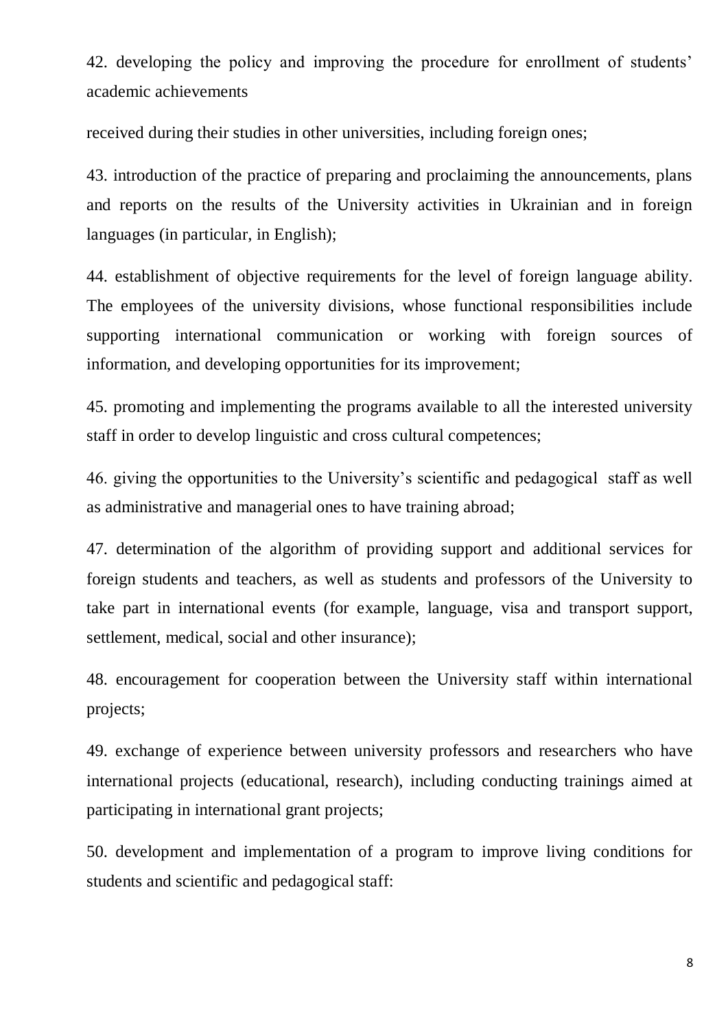42. developing the policy and improving the procedure for enrollment of students' academic achievements

received during their studies in other universities, including foreign ones;

43. introduction of the practice of preparing and proclaiming the announcements, plans and reports on the results of the University activities in Ukrainian and in foreign languages (in particular, in English);

44. establishment of objective requirements for the level of foreign language ability. The employees of the university divisions, whose functional responsibilities include supporting international communication or working with foreign sources of information, and developing opportunities for its improvement;

45. promoting and implementing the programs available to all the interested university staff in order to develop linguistic and cross cultural competences;

46. giving the opportunities to the University's scientific and pedagogical staff as well as administrative and managerial ones to have training abroad;

47. determination of the algorithm of providing support and additional services for foreign students and teachers, as well as students and professors of the University to take part in international events (for example, language, visa and transport support, settlement, medical, social and other insurance);

48. encouragement for cooperation between the University staff within international projects;

49. exchange of experience between university professors and researchers who have international projects (educational, research), including conducting trainings aimed at participating in international grant projects;

50. development and implementation of a program to improve living conditions for students and scientific and pedagogical staff: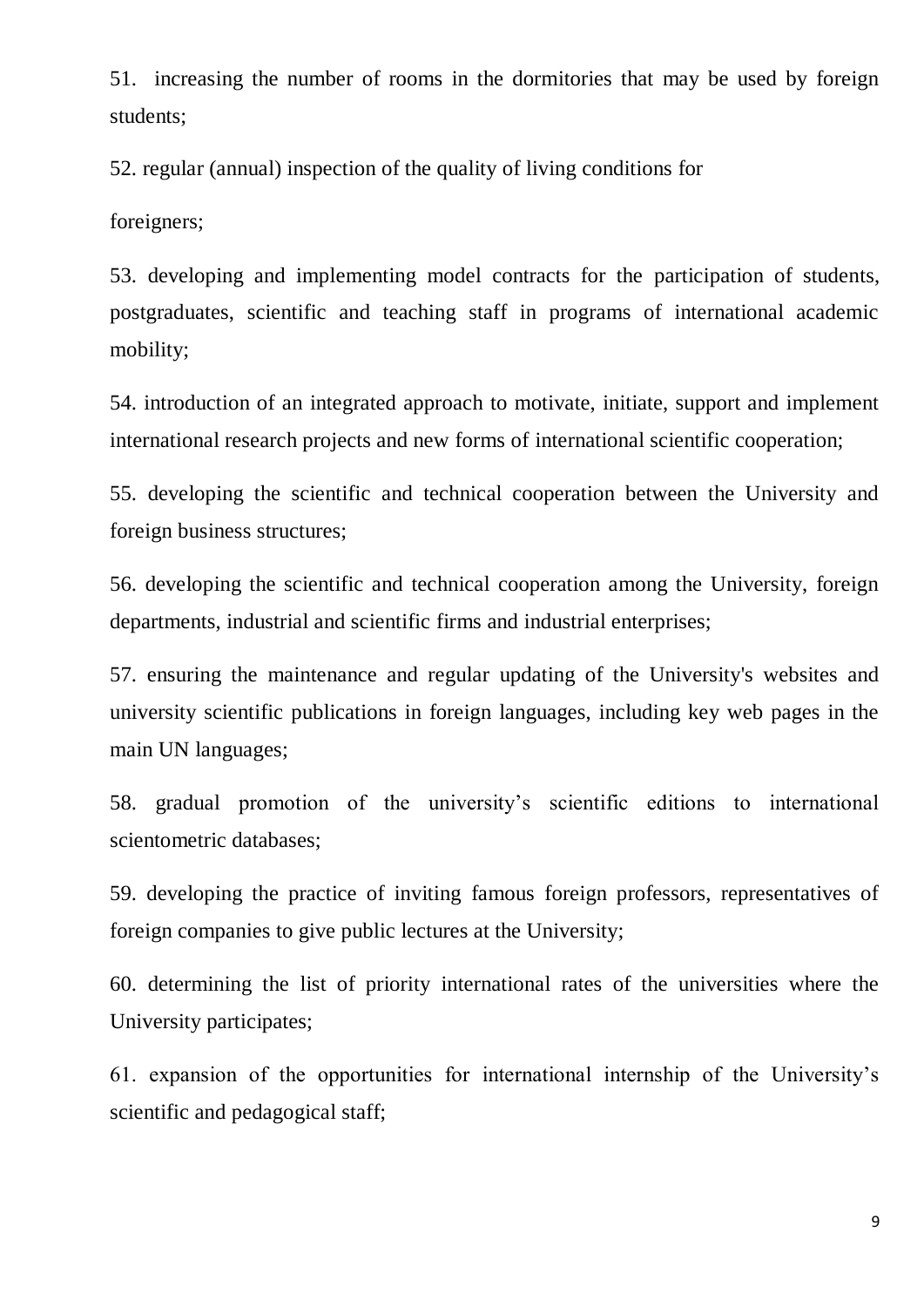51. increasing the number of rooms in the dormitories that may be used by foreign students;

52. regular (annual) inspection of the quality of living conditions for

foreigners;

53. developing and implementing model contracts for the participation of students, postgraduates, scientific and teaching staff in programs of international academic mobility;

54. introduction of an integrated approach to motivate, initiate, support and implement international research projects and new forms of international scientific cooperation;

55. developing the scientific and technical cooperation between the University and foreign business structures;

56. developing the scientific and technical cooperation among the University, foreign departments, industrial and scientific firms and industrial enterprises;

57. ensuring the maintenance and regular updating of the University's websites and university scientific publications in foreign languages, including key web pages in the main UN languages;

58. gradual promotion of the university's scientific editions to international scientometric databases;

59. developing the practice of inviting famous foreign professors, representatives of foreign companies to give public lectures at the University;

60. determining the list of priority international rates of the universities where the University participates;

61. expansion of the opportunities for international internship of the University's scientific and pedagogical staff;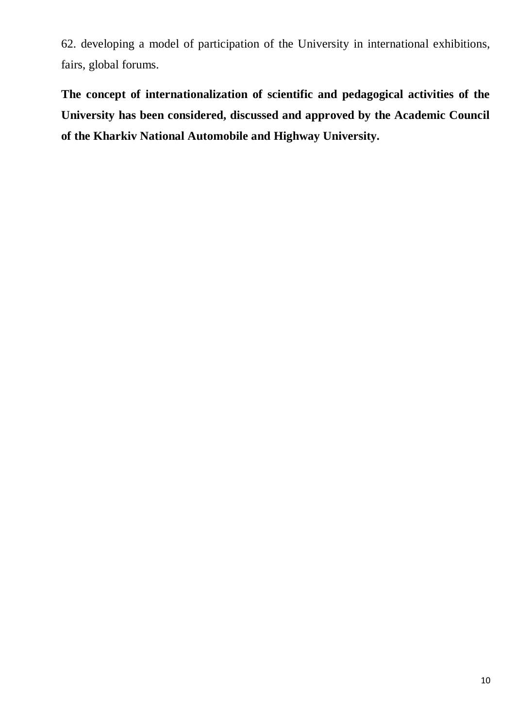62. developing a model of participation of the University in international exhibitions, fairs, global forums.

**The concept of internationalization of scientific and pedagogical activities of the University has been considered, discussed and approved by the Academic Council of the Kharkiv National Automobile and Highway University.**